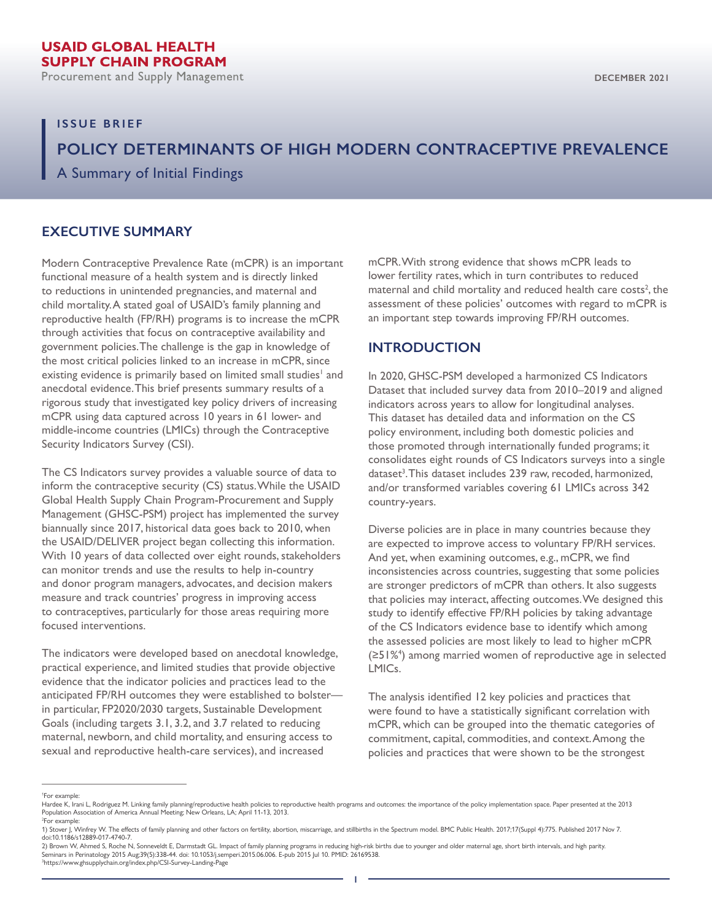**USAID GLOBAL HEALTH SUPPLY CHAIN PROGRAM**
Procurement and Supply Management

DECEMBER 2021

ISSUE BRIEF

# POLICY DETERMINANTS OF HIGH MODERN CONTRACEPTIVE PREVALENCE

A Summary of Initial Findings

## EXECUTIVE SUMMARY

Modern Contraceptive Prevalence Rate (mCPR) is an important functional measure of a health system and is directly linked to reductions in unintended pregnancies, and maternal and child mortality. A stated goal of USAID's family planning and reproductive health (FP/RH) programs is to increase the mCPR through activities that focus on contraceptive availability and government policies. The challenge is the gap in knowledge of the most critical policies linked to an increase in mCPR, since existing evidence is primarily based on limited small studies[1] and anecdotal evidence. This brief presents summary results of a rigorous study that investigated key policy drivers of increasing mCPR using data captured across 10 years in 61 lower- and middle-income countries (LMICs) through the Contraceptive Security Indicators Survey (CSI).

The CS Indicators survey provides a valuable source of data to inform the contraceptive security (CS) status. While the USAID Global Health Supply Chain Program-Procurement and Supply Management (GHSC-PSM) project has implemented the survey biannually since 2017, historical data goes back to 2010, when the USAID/DELIVER project began collecting this information. With 10 years of data collected over eight rounds, stakeholders can monitor trends and use the results to help in-country and donor program managers, advocates, and decision makers measure and track countries' progress in improving access to contraceptives, particularly for those areas requiring more focused interventions.

The indicators were developed based on anecdotal knowledge, practical experience, and limited studies that provide objective evidence that the indicator policies and practices lead to the anticipated FP/RH outcomes they were established to bolster—in particular, FP2020/2030 targets, Sustainable Development Goals (including targets 3.1, 3.2, and 3.7 related to reducing maternal, newborn, and child mortality, and ensuring access to sexual and reproductive health-care services), and increased mCPR. With strong evidence that shows mCPR leads to lower fertility rates, which in turn contributes to reduced maternal and child mortality and reduced health care costs[2], the assessment of these policies' outcomes with regard to mCPR is an important step towards improving FP/RH outcomes.

## INTRODUCTION

In 2020, GHSC-PSM developed a harmonized CS Indicators Dataset that included survey data from 2010–2019 and aligned indicators across years to allow for longitudinal analyses. This dataset has detailed data and information on the CS policy environment, including both domestic policies and those promoted through internationally funded programs; it consolidates eight rounds of CS Indicators surveys into a single dataset[3]. This dataset includes 239 raw, recoded, harmonized, and/or transformed variables covering 61 LMICs across 342 country-years.

Diverse policies are in place in many countries because they are expected to improve access to voluntary FP/RH services. And yet, when examining outcomes, e.g., mCPR, we find inconsistencies across countries, suggesting that some policies are stronger predictors of mCPR than others. It also suggests that policies may interact, affecting outcomes. We designed this study to identify effective FP/RH policies by taking advantage of the CS Indicators evidence base to identify which among the assessed policies are most likely to lead to higher mCPR (≥51%[4]) among married women of reproductive age in selected LMICs.

The analysis identified 12 key policies and practices that were found to have a statistically significant correlation with mCPR, which can be grouped into the thematic categories of commitment, capital, commodities, and context. Among the policies and practices that were shown to be the strongest

---

[1] For example:
Hardee K, Irani L, Rodriguez M. Linking family planning/reproductive health policies to reproductive health programs and outcomes: the importance of the policy implementation space. Paper presented at the 2013 Population Association of America Annual Meeting; New Orleans, LA; April 11-13, 2013.

[2] For example:
1) Stover J, Winfrey W. The effects of family planning and other factors on fertility, abortion, miscarriage, and stillbirths in the Spectrum model. BMC Public Health. 2017;17(Suppl 4):775. Published 2017 Nov 7. doi:10.1186/s12889-017-4740-7.
2) Brown W, Ahmed S, Roche N, Sonneveldt E, Darmstadt GL. Impact of family planning programs in reducing high-risk births due to younger and older maternal age, short birth intervals, and high parity. Seminars in Perinatology 2015 Aug;39(5):338-44. doi: 10.1053/j.semperi.2015.06.006. E-pub 2015 Jul 10. PMID: 26169538.

[3] https://www.ghsupplychain.org/index.php/CSI-Survey-Landing-Page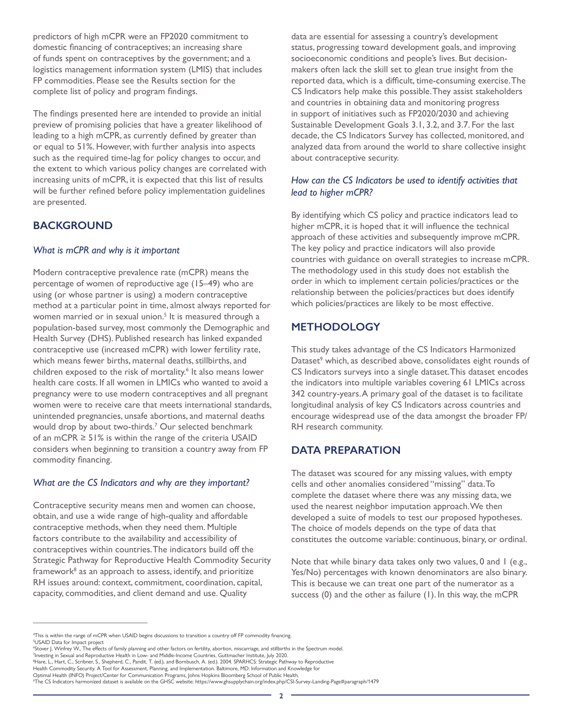predictors of high mCPR were an FP2020 commitment to domestic financing of contraceptives; an increasing share of funds spent on contraceptives by the government; and a logistics management information system (LMIS) that includes FP commodities. Please see the Results section for the complete list of policy and program findings.

The findings presented here are intended to provide an initial preview of promising policies that have a greater likelihood of leading to a high mCPR, as currently defined by greater than or equal to 51%. However, with further analysis into aspects such as the required time-lag for policy changes to occur, and the extent to which various policy changes are correlated with increasing units of mCPR, it is expected that this list of results will be further refined before policy implementation guidelines are presented.

## BACKGROUND

### *What is mCPR and why is it important*

Modern contraceptive prevalence rate (mCPR) means the percentage of women of reproductive age (15–49) who are using (or whose partner is using) a modern contraceptive method at a particular point in time, almost always reported for women married or in sexual union.[5] It is measured through a population-based survey, most commonly the Demographic and Health Survey (DHS). Published research has linked expanded contraceptive use (increased mCPR) with lower fertility rate, which means fewer births, maternal deaths, stillbirths, and children exposed to the risk of mortality.[6] It also means lower health care costs. If all women in LMICs who wanted to avoid a pregnancy were to use modern contraceptives and all pregnant women were to receive care that meets international standards, unintended pregnancies, unsafe abortions, and maternal deaths would drop by about two-thirds.[7] Our selected benchmark of an mCPR ≥ 51% is within the range of the criteria USAID considers when beginning to transition a country away from FP commodity financing.

### *What are the CS Indicators and why are they important?*

Contraceptive security means men and women can choose, obtain, and use a wide range of high-quality and affordable contraceptive methods, when they need them. Multiple factors contribute to the availability and accessibility of contraceptives within countries. The indicators build off the Strategic Pathway for Reproductive Health Commodity Security framework[8] as an approach to assess, identify, and prioritize RH issues around: context, commitment, coordination, capital, capacity, commodities, and client demand and use. Quality data are essential for assessing a country's development status, progressing toward development goals, and improving socioeconomic conditions and people's lives. But decision-makers often lack the skill set to glean true insight from the reported data, which is a difficult, time-consuming exercise. The CS Indicators help make this possible. They assist stakeholders and countries in obtaining data and monitoring progress in support of initiatives such as FP2020/2030 and achieving Sustainable Development Goals 3.1, 3.2, and 3.7. For the last decade, the CS Indicators Survey has collected, monitored, and analyzed data from around the world to share collective insight about contraceptive security.

### *How can the CS Indicators be used to identify activities that lead to higher mCPR?*

By identifying which CS policy and practice indicators lead to higher mCPR, it is hoped that it will influence the technical approach of these activities and subsequently improve mCPR. The key policy and practice indicators will also provide countries with guidance on overall strategies to increase mCPR. The methodology used in this study does not establish the order in which to implement certain policies/practices or the relationship between the policies/practices but does identify which policies/practices are likely to be most effective.

## METHODOLOGY

This study takes advantage of the CS Indicators Harmonized Dataset[9] which, as described above, consolidates eight rounds of CS Indicators surveys into a single dataset. This dataset encodes the indicators into multiple variables covering 61 LMICs across 342 country-years. A primary goal of the dataset is to facilitate longitudinal analysis of key CS Indicators across countries and encourage widespread use of the data amongst the broader FP/RH research community.

## DATA PREPARATION

The dataset was scoured for any missing values, with empty cells and other anomalies considered "missing" data. To complete the dataset where there was any missing data, we used the nearest neighbor imputation approach. We then developed a suite of models to test our proposed hypotheses. The choice of models depends on the type of data that constitutes the outcome variable: continuous, binary, or ordinal.

Note that while binary data takes only two values, 0 and 1 (e.g., Yes/No) percentages with known denominators are also binary. This is because we can treat one part of the numerator as a success (0) and the other as failure (1). In this way, the mCPR

---

[4] This is within the range of mCPR when USAID begins discussions to transition a country off FP commodity financing.
[5] USAID Data for Impact project
[6] Stover J, Winfrey W., The effects of family planning and other factors on fertility, abortion, miscarriage, and stillbirths in the Spectrum model.
[7] Investing in Sexual and Reproductive Health in Low- and Middle-Income Countries, Guttmacher Institute, July 2020.
[8] Hare, L., Hart, C., Scribner, S., Shepherd, C., Pandit, T. (ed.), and Bornbusch, A. (ed.). 2004. SPARHCS: Strategic Pathway to Reproductive Health Commodity Security. A Tool for Assessment, Planning, and Implementation. Baltimore, MD: Information and Knowledge for Optimal Health (INFO) Project/Center for Communication Programs, Johns Hopkins Bloomberg School of Public Health.
[9] The CS Indicators harmonized dataset is available on the GHSC website: https://www.ghsupplychain.org/index.php/CSI-Survey-Landing-Page#paragraph/1479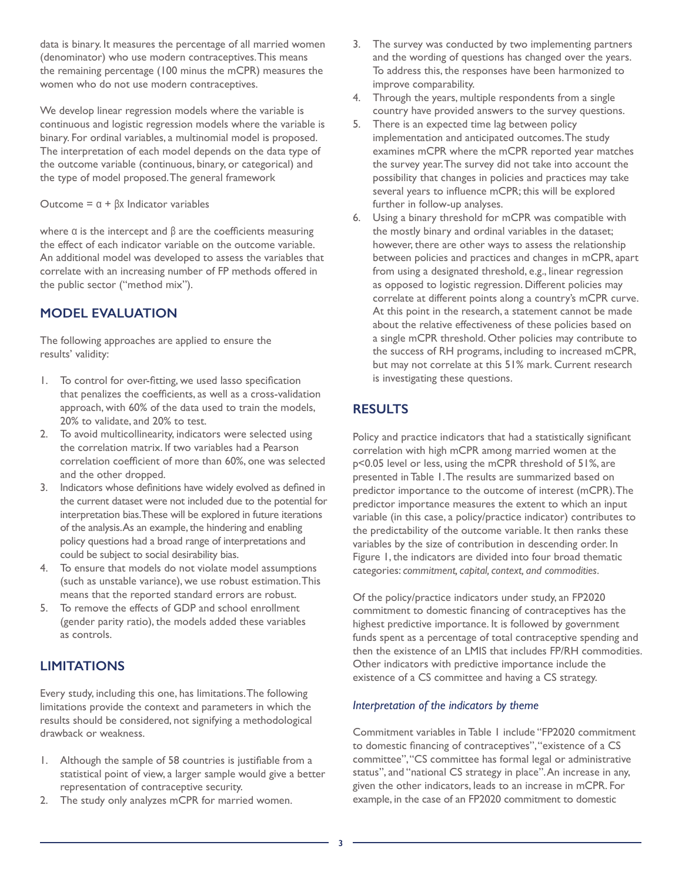data is binary. It measures the percentage of all married women (denominator) who use modern contraceptives. This means the remaining percentage (100 minus the mCPR) measures the women who do not use modern contraceptives.

We develop linear regression models where the variable is continuous and logistic regression models where the variable is binary. For ordinal variables, a multinomial model is proposed. The interpretation of each model depends on the data type of the outcome variable (continuous, binary, or categorical) and the type of model proposed. The general framework

Outcome = $\alpha + \beta x$ Indicator variables

where $\alpha$ is the intercept and $\beta$ are the coefficients measuring the effect of each indicator variable on the outcome variable. An additional model was developed to assess the variables that correlate with an increasing number of FP methods offered in the public sector ("method mix").

## MODEL EVALUATION

The following approaches are applied to ensure the results' validity:

1. To control for over-fitting, we used lasso specification that penalizes the coefficients, as well as a cross-validation approach, with 60% of the data used to train the models, 20% to validate, and 20% to test.
2. To avoid multicollinearity, indicators were selected using the correlation matrix. If two variables had a Pearson correlation coefficient of more than 60%, one was selected and the other dropped.
3. Indicators whose definitions have widely evolved as defined in the current dataset were not included due to the potential for interpretation bias. These will be explored in future iterations of the analysis. As an example, the hindering and enabling policy questions had a broad range of interpretations and could be subject to social desirability bias.
4. To ensure that models do not violate model assumptions (such as unstable variance), we use robust estimation. This means that the reported standard errors are robust.
5. To remove the effects of GDP and school enrollment (gender parity ratio), the models added these variables as controls.

## LIMITATIONS

Every study, including this one, has limitations. The following limitations provide the context and parameters in which the results should be considered, not signifying a methodological drawback or weakness.

1. Although the sample of 58 countries is justifiable from a statistical point of view, a larger sample would give a better representation of contraceptive security.
2. The study only analyzes mCPR for married women.
3. The survey was conducted by two implementing partners and the wording of questions has changed over the years. To address this, the responses have been harmonized to improve comparability.
4. Through the years, multiple respondents from a single country have provided answers to the survey questions.
5. There is an expected time lag between policy implementation and anticipated outcomes. The study examines mCPR where the mCPR reported year matches the survey year. The survey did not take into account the possibility that changes in policies and practices may take several years to influence mCPR; this will be explored further in follow-up analyses.
6. Using a binary threshold for mCPR was compatible with the mostly binary and ordinal variables in the dataset; however, there are other ways to assess the relationship between policies and practices and changes in mCPR, apart from using a designated threshold, e.g., linear regression as opposed to logistic regression. Different policies may correlate at different points along a country's mCPR curve. At this point in the research, a statement cannot be made about the relative effectiveness of these policies based on a single mCPR threshold. Other policies may contribute to the success of RH programs, including to increased mCPR, but may not correlate at this 51% mark. Current research is investigating these questions.

## RESULTS

Policy and practice indicators that had a statistically significant correlation with high mCPR among married women at the $p<0.05$ level or less, using the mCPR threshold of 51%, are presented in Table 1. The results are summarized based on predictor importance to the outcome of interest (mCPR). The predictor importance measures the extent to which an input variable (in this case, a policy/practice indicator) contributes to the predictability of the outcome variable. It then ranks these variables by the size of contribution in descending order. In Figure 1, the indicators are divided into four broad thematic categories: *commitment, capital, context, and commodities*.

Of the policy/practice indicators under study, an FP2020 commitment to domestic financing of contraceptives has the highest predictive importance. It is followed by government funds spent as a percentage of total contraceptive spending and then the existence of an LMIS that includes FP/RH commodities. Other indicators with predictive importance include the existence of a CS committee and having a CS strategy.

### *Interpretation of the indicators by theme*

Commitment variables in Table 1 include "FP2020 commitment to domestic financing of contraceptives", "existence of a CS committee", "CS committee has formal legal or administrative status", and "national CS strategy in place". An increase in any, given the other indicators, leads to an increase in mCPR. For example, in the case of an FP2020 commitment to domestic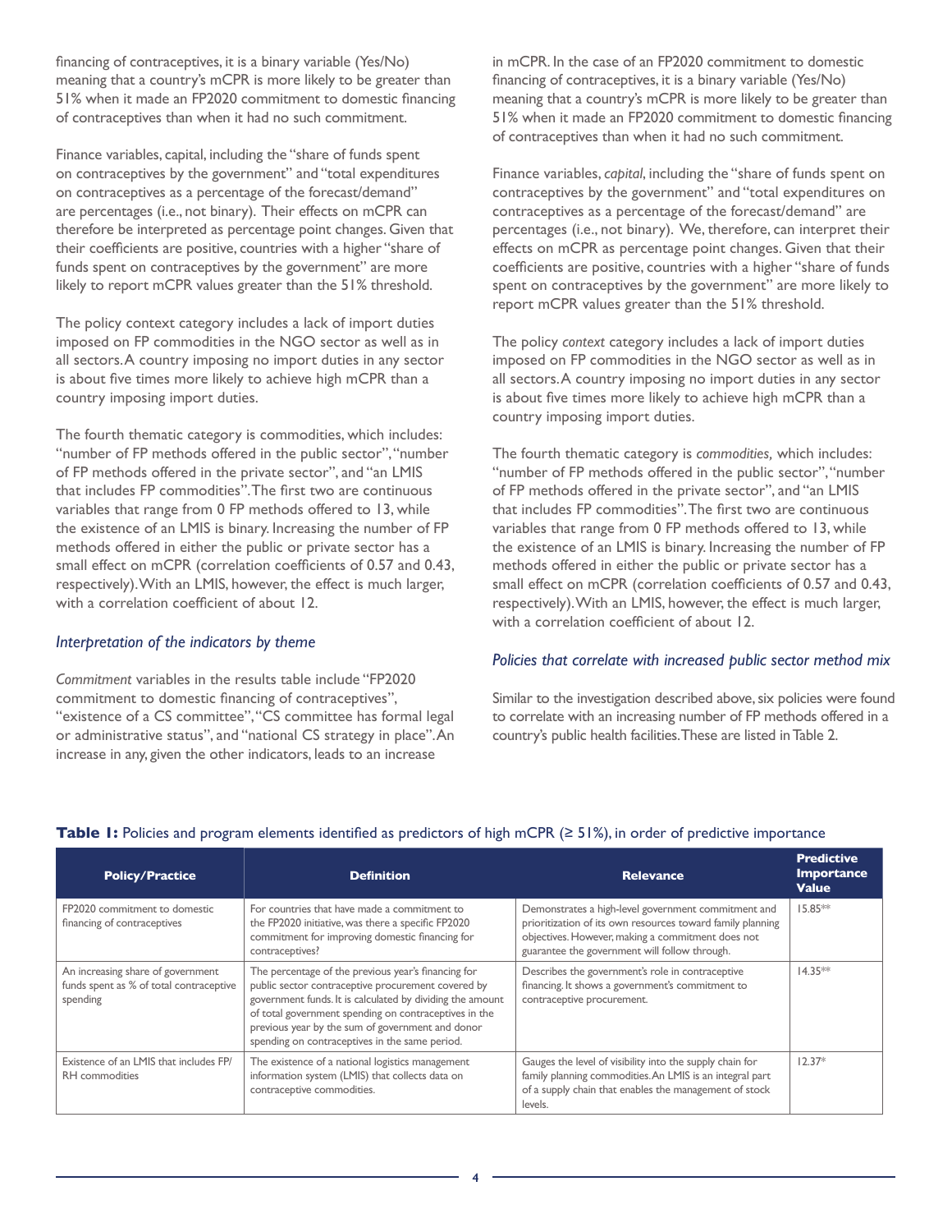financing of contraceptives, it is a binary variable (Yes/No) meaning that a country's mCPR is more likely to be greater than 51% when it made an FP2020 commitment to domestic financing of contraceptives than when it had no such commitment.

Finance variables, capital, including the "share of funds spent on contraceptives by the government" and "total expenditures on contraceptives as a percentage of the forecast/demand" are percentages (i.e., not binary). Their effects on mCPR can therefore be interpreted as percentage point changes. Given that their coefficients are positive, countries with a higher "share of funds spent on contraceptives by the government" are more likely to report mCPR values greater than the 51% threshold.

The policy context category includes a lack of import duties imposed on FP commodities in the NGO sector as well as in all sectors. A country imposing no import duties in any sector is about five times more likely to achieve high mCPR than a country imposing import duties.

The fourth thematic category is commodities, which includes: "number of FP methods offered in the public sector", "number of FP methods offered in the private sector", and "an LMIS that includes FP commodities". The first two are continuous variables that range from 0 FP methods offered to 13, while the existence of an LMIS is binary. Increasing the number of FP methods offered in either the public or private sector has a small effect on mCPR (correlation coefficients of 0.57 and 0.43, respectively). With an LMIS, however, the effect is much larger, with a correlation coefficient of about 12.

### *Interpretation of the indicators by theme*

*Commitment* variables in the results table include "FP2020 commitment to domestic financing of contraceptives", "existence of a CS committee", "CS committee has formal legal or administrative status", and "national CS strategy in place". An increase in any, given the other indicators, leads to an increase in mCPR. In the case of an FP2020 commitment to domestic financing of contraceptives, it is a binary variable (Yes/No) meaning that a country's mCPR is more likely to be greater than 51% when it made an FP2020 commitment to domestic financing of contraceptives than when it had no such commitment.

Finance variables, *capital*, including the "share of funds spent on contraceptives by the government" and "total expenditures on contraceptives as a percentage of the forecast/demand" are percentages (i.e., not binary). We, therefore, can interpret their effects on mCPR as percentage point changes. Given that their coefficients are positive, countries with a higher "share of funds spent on contraceptives by the government" are more likely to report mCPR values greater than the 51% threshold.

The policy *context* category includes a lack of import duties imposed on FP commodities in the NGO sector as well as in all sectors. A country imposing no import duties in any sector is about five times more likely to achieve high mCPR than a country imposing import duties.

The fourth thematic category is *commodities,* which includes: "number of FP methods offered in the public sector", "number of FP methods offered in the private sector", and "an LMIS that includes FP commodities". The first two are continuous variables that range from 0 FP methods offered to 13, while the existence of an LMIS is binary. Increasing the number of FP methods offered in either the public or private sector has a small effect on mCPR (correlation coefficients of 0.57 and 0.43, respectively). With an LMIS, however, the effect is much larger, with a correlation coefficient of about 12.

### *Policies that correlate with increased public sector method mix*

Similar to the investigation described above, six policies were found to correlate with an increasing number of FP methods offered in a country's public health facilities. These are listed in Table 2.

**Table 1:** Policies and program elements identified as predictors of high mCPR (≥ 51%), in order of predictive importance

| Policy/Practice | Definition | Relevance | Predictive Importance Value |
|---|---|---|---|
| FP2020 commitment to domestic financing of contraceptives | For countries that have made a commitment to the FP2020 initiative, was there a specific FP2020 commitment for improving domestic financing for contraceptives? | Demonstrates a high-level government commitment and prioritization of its own resources toward family planning objectives. However, making a commitment does not guarantee the government will follow through. | 15.85** |
| An increasing share of government funds spent as % of total contraceptive spending | The percentage of the previous year's financing for public sector contraceptive procurement covered by government funds. It is calculated by dividing the amount of total government spending on contraceptives in the previous year by the sum of government and donor spending on contraceptives in the same period. | Describes the government's role in contraceptive financing. It shows a government's commitment to contraceptive procurement. | 14.35** |
| Existence of an LMIS that includes FP/RH commodities | The existence of a national logistics management information system (LMIS) that collects data on contraceptive commodities. | Gauges the level of visibility into the supply chain for family planning commodities. An LMIS is an integral part of a supply chain that enables the management of stock levels. | 12.37* |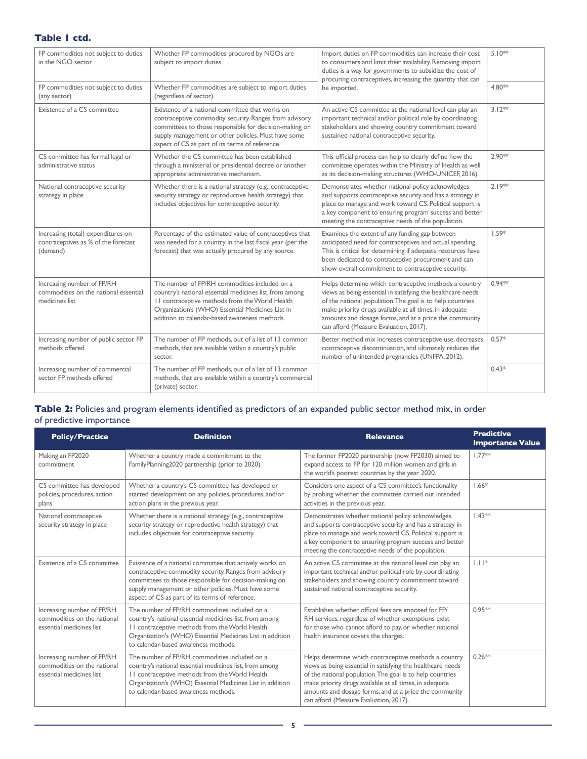**Table 1 ctd.**

| | | | |
|---|---|---|---|
| FP commodities not subject to duties in the NGO sector | Whether FP commodities procured by NGOs are subject to import duties. | Import duties on FP commodities can increase their cost to consumers and limit their availability. Removing import duties is a way for governments to subsidize the cost of procuring contraceptives, increasing the quantity that can be imported. | 5.10** |
| FP commodities not subject to duties (any sector) | Whether FP commodities are subject to import duties (regardless of sector). | | 4.80** |
| Existence of a CS committee | Existence of a national committee that works on contraceptive commodity security. Ranges from advisory committees to those responsible for decision-making on supply management or other policies. Must have some aspect of CS as part of its terms of reference. | An active CS committee at the national level can play an important technical and/or political role by coordinating stakeholders and showing country commitment toward sustained national contraceptive security. | 3.12** |
| CS committee has formal legal or administrative status | Whether the CS committee has been established through a ministerial or presidential decree or another appropriate administrative mechanism. | This official process can help to clearly define how the committee operates within the Ministry of Health as well as its decision-making structures (WHO-UNICEF, 2016). | 2.90** |
| National contraceptive security strategy in place | Whether there is a national strategy (e.g., contraceptive security strategy or reproductive health strategy) that includes objectives for contraceptive security. | Demonstrates whether national policy acknowledges and supports contraceptive security and has a strategy in place to manage and work toward CS. Political support is a key component to ensuring program success and better meeting the contraceptive needs of the population. | 2.19** |
| Increasing (total) expenditures on contraceptives as % of the forecast (demand) | Percentage of the estimated value of contraceptives that was needed for a country in the last fiscal year (per the forecast) that was actually procured by any source. | Examines the extent of any funding gap between anticipated need for contraceptives and actual spending. This is critical for determining if adequate resources have been dedicated to contraceptive procurement and can show overall commitment to contraceptive security. | 1.59* |
| Increasing number of FP/RH commodities on the national essential medicines list | The number of FP/RH commodities included on a country's national essential medicines list, from among 11 contraceptive methods from the World Health Organization's (WHO) Essential Medicines List in addition to calendar-based awareness methods. | Helps determine which contraceptive methods a country views as being essential in satisfying the healthcare needs of the national population. The goal is to help countries make priority drugs available at all times, in adequate amounts and dosage forms, and at a price the community can afford (Measure Evaluation, 2017). | 0.94** |
| Increasing number of public sector FP methods offered | The number of FP methods, out of a list of 13 common methods, that are available within a country's public sector. | Better method mix increases contraceptive use, decreases contraceptive discontinuation, and ultimately reduces the number of unintended pregnancies (UNFPA, 2012). | 0.57* |
| Increasing number of commercial sector FP methods offered | The number of FP methods, out of a list of 13 common methods, that are available within a country's commercial (private) sector. | | 0.43* |

**Table 2:** Policies and program elements identified as predictors of an expanded public sector method mix, in order of predictive importance

| Policy/Practice | Definition | Relevance | Predictive Importance Value |
|---|---|---|---|
| Making an FP2020 commitment | Whether a country made a commitment to the FamilyPlanning2020 partnership (prior to 2020). | The former FP2020 partnership (now FP2030) aimed to expand access to FP for 120 million women and girls in the world's poorest countries by the year 2020. | 1.77** |
| CS committee has developed policies, procedures, action plans | Whether a country's CS committee has developed or started development on any policies, procedures, and/or action plans in the previous year. | Considers one aspect of a CS committee's functionality by probing whether the committee carried out intended activities in the previous year. | 1.66* |
| National contraceptive security strategy in place | Whether there is a national strategy (e.g., contraceptive security strategy or reproductive health strategy) that includes objectives for contraceptive security. | Demonstrates whether national policy acknowledges and supports contraceptive security and has a strategy in place to manage and work toward CS. Political support is a key component to ensuring program success and better meeting the contraceptive needs of the population. | 1.43** |
| Existence of a CS committee | Existence of a national committee that actively works on contraceptive commodity security. Ranges from advisory committees to those responsible for decision-making on supply management or other policies. Must have some aspect of CS as part of its terms of reference. | An active CS committee at the national level can play an important technical and/or political role by coordinating stakeholders and showing country commitment toward sustained national contraceptive security. | 1.11* |
| Increasing number of FP/RH commodities on the national essential medicines list | The number of FP/RH commodities included on a country's national essential medicines list, from among 11 contraceptive methods from the World Health Organization's (WHO) Essential Medicines List in addition to calendar-based awareness methods. | Establishes whether official fees are imposed for FP/RH services, regardless of whether exemptions exist for those who cannot afford to pay, or whether national health insurance covers the charges. | 0.95** |
| Increasing number of FP/RH commodities on the national essential medicines list | The number of FP/RH commodities included on a country's national essential medicines list, from among 11 contraceptive methods from the World Health Organization's (WHO) Essential Medicines List in addition to calendar-based awareness methods. | Helps determine which contraceptive methods a country views as being essential in satisfying the healthcare needs of the national population. The goal is to help countries make priority drugs available at all times, in adequate amounts and dosage forms, and at a price the community can afford (Measure Evaluation, 2017). | 0.26** |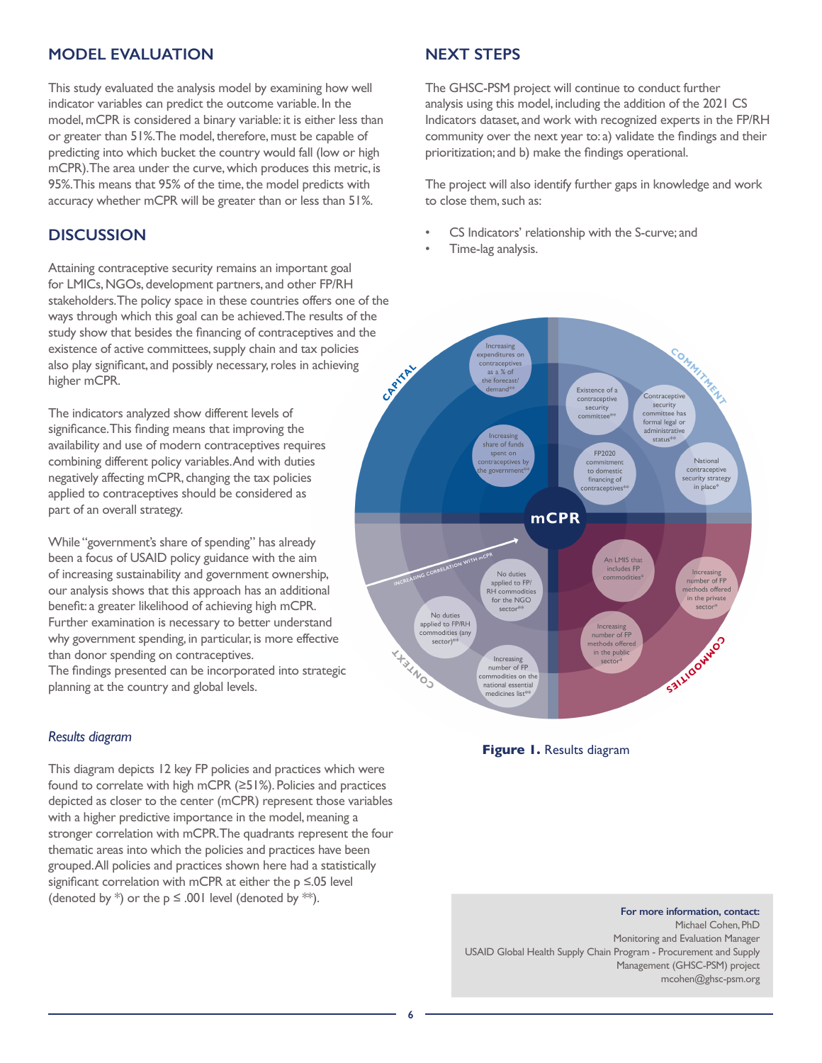## MODEL EVALUATION

This study evaluated the analysis model by examining how well indicator variables can predict the outcome variable. In the model, mCPR is considered a binary variable: it is either less than or greater than 51%. The model, therefore, must be capable of predicting into which bucket the country would fall (low or high mCPR). The area under the curve, which produces this metric, is 95%. This means that 95% of the time, the model predicts with accuracy whether mCPR will be greater than or less than 51%.

## DISCUSSION

Attaining contraceptive security remains an important goal for LMICs, NGOs, development partners, and other FP/RH stakeholders. The policy space in these countries offers one of the ways through which this goal can be achieved. The results of the study show that besides the financing of contraceptives and the existence of active committees, supply chain and tax policies also play significant, and possibly necessary, roles in achieving higher mCPR.

The indicators analyzed show different levels of significance. This finding means that improving the availability and use of modern contraceptives requires combining different policy variables. And with duties negatively affecting mCPR, changing the tax policies applied to contraceptives should be considered as part of an overall strategy.

While "government's share of spending" has already been a focus of USAID policy guidance with the aim of increasing sustainability and government ownership, our analysis shows that this approach has an additional benefit: a greater likelihood of achieving high mCPR. Further examination is necessary to better understand why government spending, in particular, is more effective than donor spending on contraceptives.
The findings presented can be incorporated into strategic planning at the country and global levels.

*Results diagram*

This diagram depicts 12 key FP policies and practices which were found to correlate with high mCPR (≥51%). Policies and practices depicted as closer to the center (mCPR) represent those variables with a higher predictive importance in the model, meaning a stronger correlation with mCPR. The quadrants represent the four thematic areas into which the policies and practices have been grouped. All policies and practices shown here had a statistically significant correlation with mCPR at either the $p \leq .05$ level (denoted by *) or the $p \leq .001$ level (denoted by **).

## NEXT STEPS

The GHSC-PSM project will continue to conduct further analysis using this model, including the addition of the 2021 CS Indicators dataset, and work with recognized experts in the FP/RH community over the next year to: a) validate the findings and their prioritization; and b) make the findings operational.

The project will also identify further gaps in knowledge and work to close them, such as:

- CS Indicators' relationship with the S-curve; and
- Time-lag analysis.

CAPITAL
COMMITMENT
CONTEXT
COMMODITIES
mCPR
INCREASING CORRELATION WITH mCPR

Increasing expenditures on contraceptives as a % of the forecast/demand**
Increasing share of funds spent on contraceptives by the government**
Existence of a contraceptive security committee**
Contraceptive security committee has formal legal or administrative status**
FP2020 commitment to domestic financing of contraceptives**
National contraceptive security strategy in place*
An LMIS that includes FP commodities*
Increasing number of FP methods offered in the private sector*
Increasing number of FP methods offered in the public sector*
No duties applied to FP/RH commodities for the NGO sector**
No duties applied to FP/RH commodities (any sector)**
Increasing number of FP commodities on the national essential medicines list**

**Figure 1.** Results diagram

**For more information, contact:**
Michael Cohen, PhD
Monitoring and Evaluation Manager
USAID Global Health Supply Chain Program - Procurement and Supply Management (GHSC-PSM) project
mcohen@ghsc-psm.org